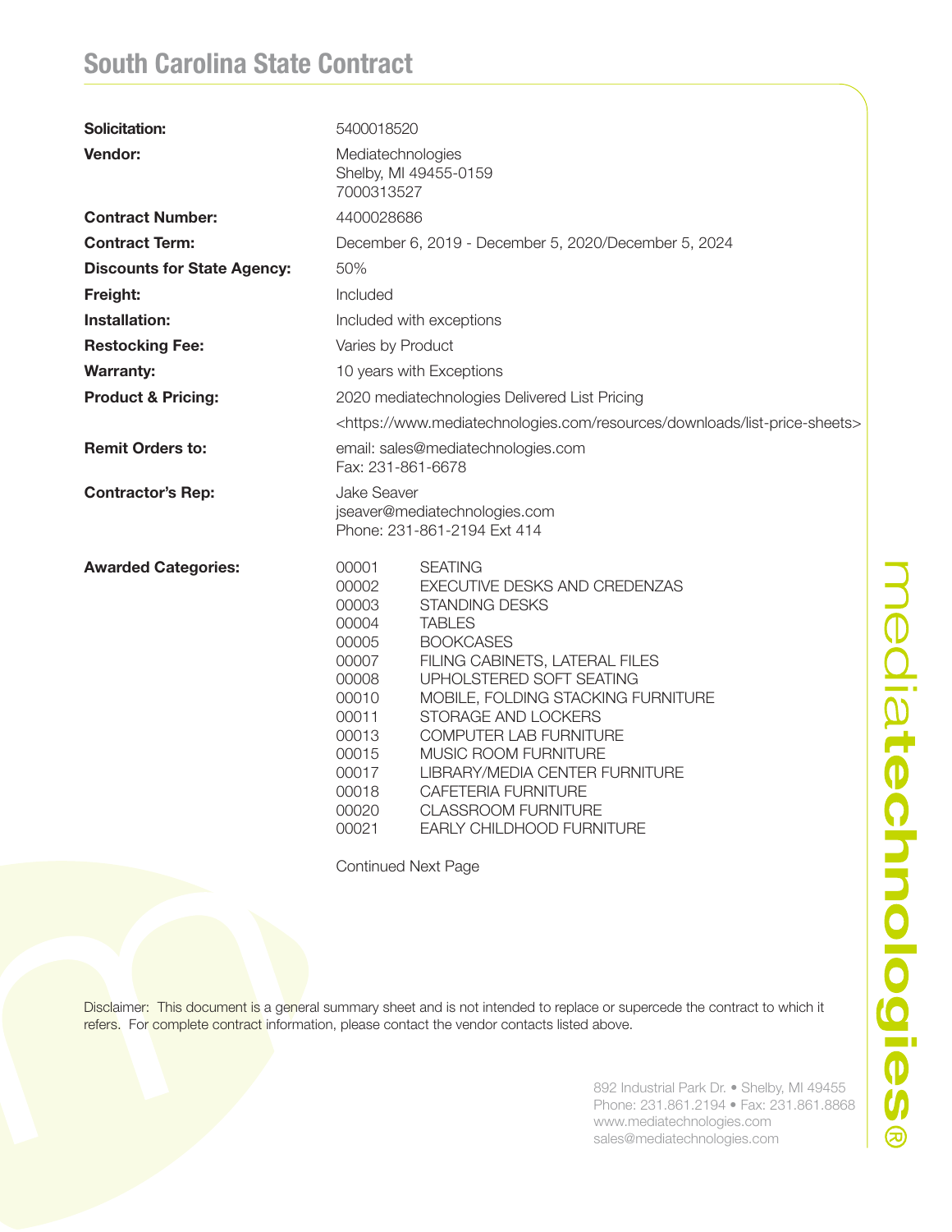# South Carolina State Contract

| | |
|---|---|
| **Solicitation:** | 5400018520 |
| **Vendor:** | Mediatechnologies<br>Shelby, MI 49455-0159<br>7000313527 |
| **Contract Number:** | 4400028686 |
| **Contract Term:** | December 6, 2019 - December 5, 2020/December 5, 2024 |
| **Discounts for State Agency:** | 50% |
| **Freight:** | Included |
| **Installation:** | Included with exceptions |
| **Restocking Fee:** | Varies by Product |
| **Warranty:** | 10 years with Exceptions |
| **Product & Pricing:** | 2020 mediatechnologies Delivered List Pricing<br><https://www.mediatechnologies.com/resources/downloads/list-price-sheets> |
| **Remit Orders to:** | email: sales@mediatechnologies.com<br>Fax: 231-861-6678 |
| **Contractor's Rep:** | Jake Seaver<br>jseaver@mediatechnologies.com<br>Phone: 231-861-2194 Ext 414 |

**Awarded Categories:**

| | |
|---|---|
| 00001 | SEATING |
| 00002 | EXECUTIVE DESKS AND CREDENZAS |
| 00003 | STANDING DESKS |
| 00004 | TABLES |
| 00005 | BOOKCASES |
| 00007 | FILING CABINETS, LATERAL FILES |
| 00008 | UPHOLSTERED SOFT SEATING |
| 00010 | MOBILE, FOLDING STACKING FURNITURE |
| 00011 | STORAGE AND LOCKERS |
| 00013 | COMPUTER LAB FURNITURE |
| 00015 | MUSIC ROOM FURNITURE |
| 00017 | LIBRARY/MEDIA CENTER FURNITURE |
| 00018 | CAFETERIA FURNITURE |
| 00020 | CLASSROOM FURNITURE |
| 00021 | EARLY CHILDHOOD FURNITURE |

Continued Next Page

Disclaimer: This document is a general summary sheet and is not intended to replace or supercede the contract to which it refers. For complete contract information, please contact the vendor contacts listed above.

892 Industrial Park Dr. • Shelby, MI 49455
Phone: 231.861.2194 • Fax: 231.861.8868
www.mediatechnologies.com
sales@mediatechnologies.com

mediatechnologies®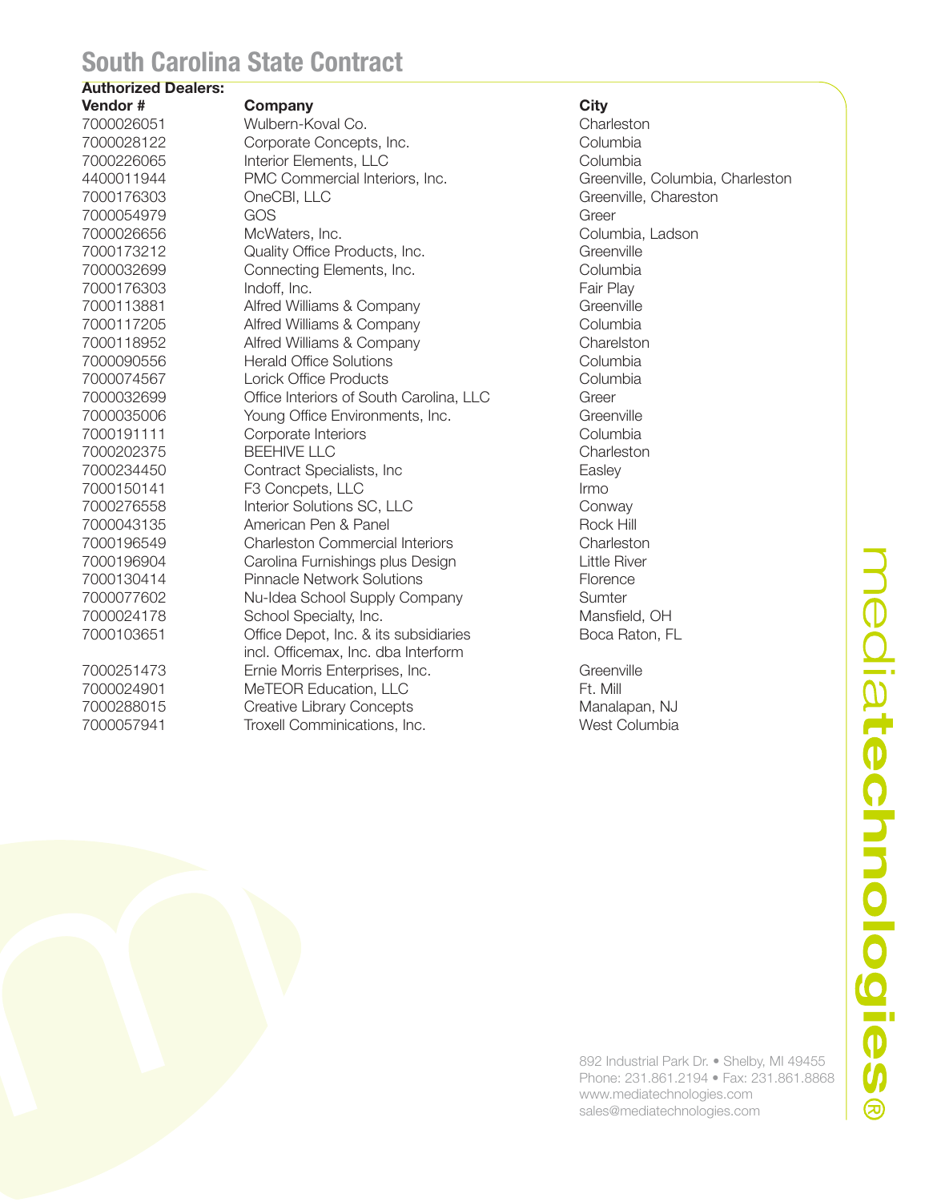# South Carolina State Contract

**Authorized Dealers:**

| Vendor # | Company | City |
|---|---|---|
| 7000026051 | Wulbern-Koval Co. | Charleston |
| 7000028122 | Corporate Concepts, Inc. | Columbia |
| 7000226065 | Interior Elements, LLC | Columbia |
| 4400011944 | PMC Commercial Interiors, Inc. | Greenville, Columbia, Charleston |
| 7000176303 | OneCBI, LLC | Greenville, Chareston |
| 7000054979 | GOS | Greer |
| 7000026656 | McWaters, Inc. | Columbia, Ladson |
| 7000173212 | Quality Office Products, Inc. | Greenville |
| 7000032699 | Connecting Elements, Inc. | Columbia |
| 7000176303 | Indoff, Inc. | Fair Play |
| 7000113881 | Alfred Williams & Company | Greenville |
| 7000117205 | Alfred Williams & Company | Columbia |
| 7000118952 | Alfred Williams & Company | Charelston |
| 7000090556 | Herald Office Solutions | Columbia |
| 7000074567 | Lorick Office Products | Columbia |
| 7000032699 | Office Interiors of South Carolina, LLC | Greer |
| 7000035006 | Young Office Environments, Inc. | Greenville |
| 7000191111 | Corporate Interiors | Columbia |
| 7000202375 | BEEHIVE LLC | Charleston |
| 7000234450 | Contract Specialists, Inc | Easley |
| 7000150141 | F3 Concpets, LLC | Irmo |
| 7000276558 | Interior Solutions SC, LLC | Conway |
| 7000043135 | American Pen & Panel | Rock Hill |
| 7000196549 | Charleston Commercial Interiors | Charleston |
| 7000196904 | Carolina Furnishings plus Design | Little River |
| 7000130414 | Pinnacle Network Solutions | Florence |
| 7000077602 | Nu-Idea School Supply Company | Sumter |
| 7000024178 | School Specialty, Inc. | Mansfield, OH |
| 7000103651 | Office Depot, Inc. & its subsidiaries incl. Officemax, Inc. dba Interform | Boca Raton, FL |
| 7000251473 | Ernie Morris Enterprises, Inc. | Greenville |
| 7000024901 | MeTEOR Education, LLC | Ft. Mill |
| 7000288015 | Creative Library Concepts | Manalapan, NJ |
| 7000057941 | Troxell Comminications, Inc. | West Columbia |

mediatechnologies®

892 Industrial Park Dr. • Shelby, MI 49455
Phone: 231.861.2194 • Fax: 231.861.8868
www.mediatechnologies.com
sales@mediatechnologies.com